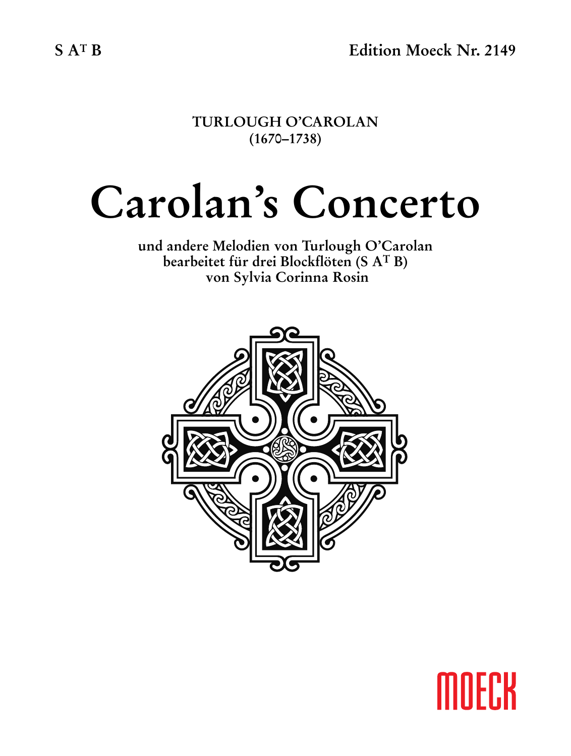S A$^{T}$ B

Edition Moeck Nr. 2149

TURLOUGH O'CAROLAN
(1670–1738)

# Carolan's Concerto

**und andere Melodien von Turlough O'Carolan
bearbeitet für drei Blockflöten (S A$^{T}$ B)
von Sylvia Corinna Rosin**

MOECK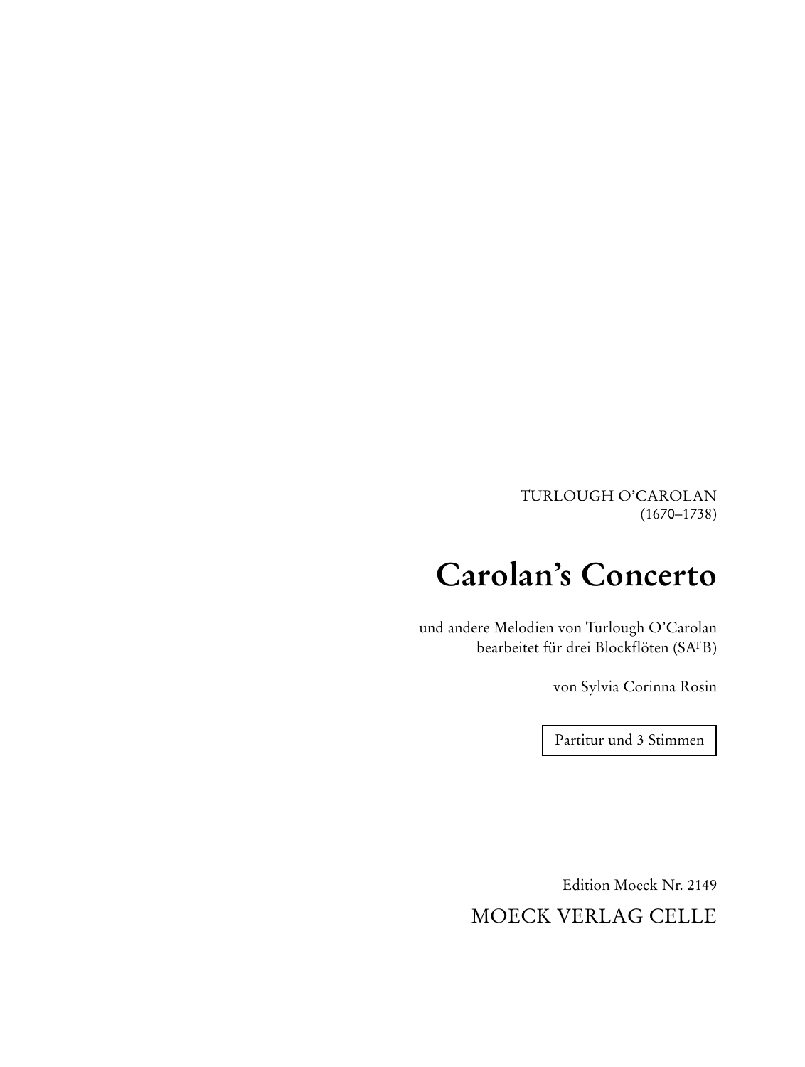TURLOUGH O'CAROLAN
(1670–1738)

# Carolan's Concerto

und andere Melodien von Turlough O'Carolan
bearbeitet für drei Blockflöten (SA$^{T}$B)

von Sylvia Corinna Rosin

Partitur und 3 Stimmen

Edition Moeck Nr. 2149

MOECK VERLAG CELLE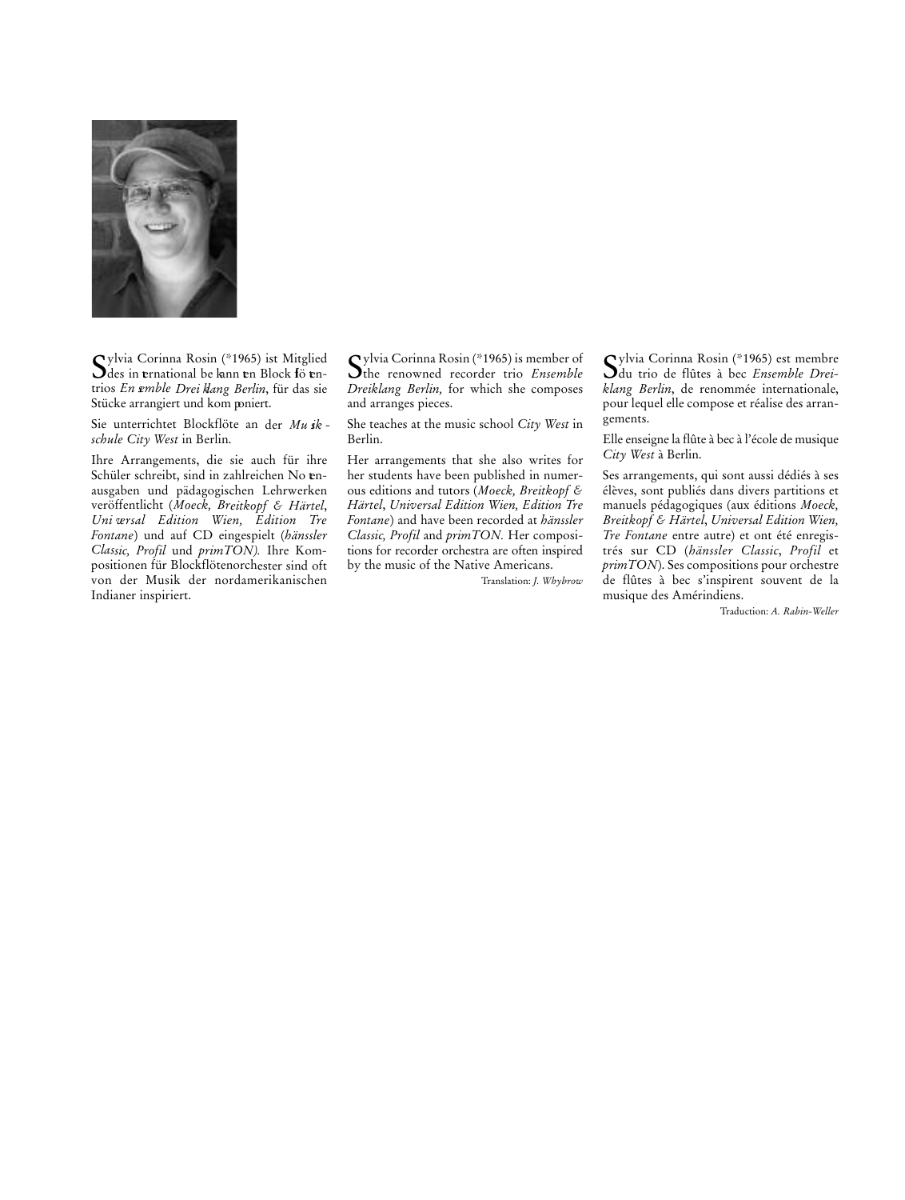Sylvia Corinna Rosin (*1965) ist Mitglied des international bekannten Blockflötentrios *Ensemble Dreiklang Berlin*, für das sie Stücke arrangiert und komponiert.

Sie unterrichtet Blockflöte an der *Musikschule City West* in Berlin.

Ihre Arrangements, die sie auch für ihre Schüler schreibt, sind in zahlreichen Notenausgaben und pädagogischen Lehrwerken veröffentlicht (*Moeck, Breitkopf & Härtel*, *Universal Edition Wien, Edition Tre Fontane*) und auf CD eingespielt (*hänssler Classic, Profil* und *primTON).* Ihre Kompositionen für Blockflötenorchester sind oft von der Musik der nordamerikanischen Indianer inspiriert.

Sylvia Corinna Rosin (*1965) is member of the renowned recorder trio *Ensemble Dreiklang Berlin,* for which she composes and arranges pieces.

She teaches at the music school *City West* in Berlin.

Her arrangements that she also writes for her students have been published in numerous editions and tutors (*Moeck, Breitkopf & Härtel*, *Universal Edition Wien, Edition Tre Fontane*) and have been recorded at *hänssler Classic, Profil* and *primTON.* Her compositions for recorder orchestra are often inspired by the music of the Native Americans.

Translation: *J. Whybrow*

Sylvia Corinna Rosin (*1965) est membre du trio de flûtes à bec *Ensemble Dreiklang Berlin*, de renommée internationale, pour lequel elle compose et réalise des arrangements.

Elle enseigne la flûte à bec à l'école de musique *City West* à Berlin.

Ses arrangements, qui sont aussi dédiés à ses élèves, sont publiés dans divers partitions et manuels pédagogiques (aux éditions *Moeck, Breitkopf & Härtel*, *Universal Edition Wien, Tre Fontane* entre autre) et ont été enregistrés sur CD (*hänssler Classic*, *Profil* et *primTON*). Ses compositions pour orchestre de flûtes à bec s'inspirent souvent de la musique des Amérindiens.

Traduction: *A. Rabin-Weller*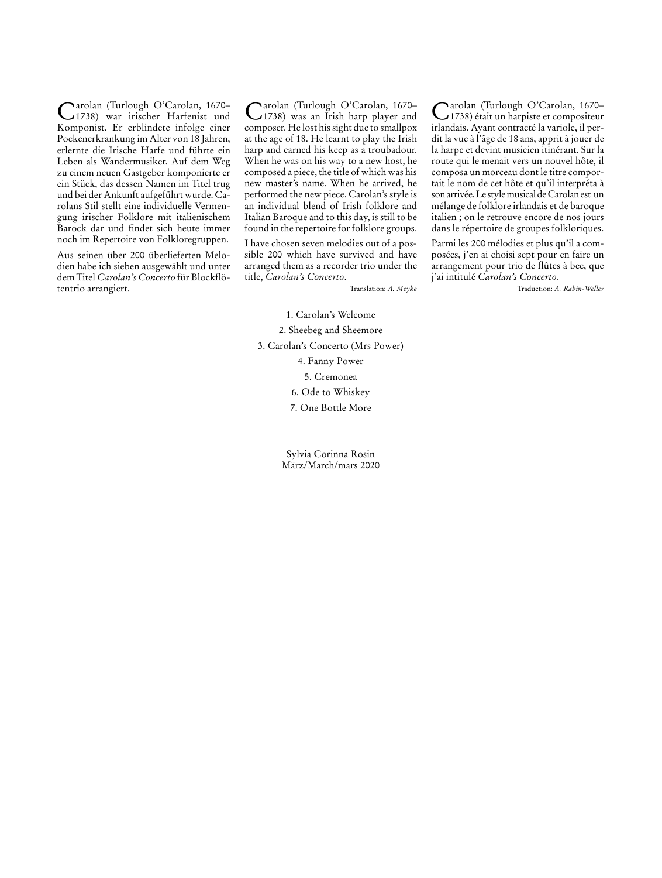Carolan (Turlough O'Carolan, 1670–1738) war irischer Harfenist und Komponist. Er erblindete infolge einer Pockenerkrankung im Alter von 18 Jahren, erlernte die Irische Harfe und führte ein Leben als Wandermusiker. Auf dem Weg zu einem neuen Gastgeber komponierte er ein Stück, das dessen Namen im Titel trug und bei der Ankunft aufgeführt wurde. Carolans Stil stellt eine individuelle Vermengung irischer Folklore mit italienischem Barock dar und findet sich heute immer noch im Repertoire von Folkloregruppen.

Aus seinen über 200 überlieferten Melodien habe ich sieben ausgewählt und unter dem Titel *Carolan's Concerto* für Blockflötentrio arrangiert.

Carolan (Turlough O'Carolan, 1670–1738) was an Irish harp player and composer. He lost his sight due to smallpox at the age of 18. He learnt to play the Irish harp and earned his keep as a troubadour. When he was on his way to a new host, he composed a piece, the title of which was his new master's name. When he arrived, he performed the new piece. Carolan's style is an individual blend of Irish folklore and Italian Baroque and to this day, is still to be found in the repertoire for folklore groups.

I have chosen seven melodies out of a possible 200 which have survived and have arranged them as a recorder trio under the title, *Carolan's Concerto*.

Translation: *A. Meyke*

Carolan (Turlough O'Carolan, 1670–1738) était un harpiste et compositeur irlandais. Ayant contracté la variole, il perdit la vue à l'âge de 18 ans, apprit à jouer de la harpe et devint musicien itinérant. Sur la route qui le menait vers un nouvel hôte, il composa un morceau dont le titre comportait le nom de cet hôte et qu'il interpréta à son arrivée. Le style musical de Carolan est un mélange de folklore irlandais et de baroque italien ; on le retrouve encore de nos jours dans le répertoire de groupes folkloriques.

Parmi les 200 mélodies et plus qu'il a composées, j'en ai choisi sept pour en faire un arrangement pour trio de flûtes à bec, que j'ai intitulé *Carolan's Concerto*.

Traduction: *A. Rabin-Weller*

1. Carolan's Welcome
2. Sheebeg and Sheemore
3. Carolan's Concerto (Mrs Power)
4. Fanny Power
5. Cremonea
6. Ode to Whiskey
7. One Bottle More

Sylvia Corinna Rosin
März/March/mars 2020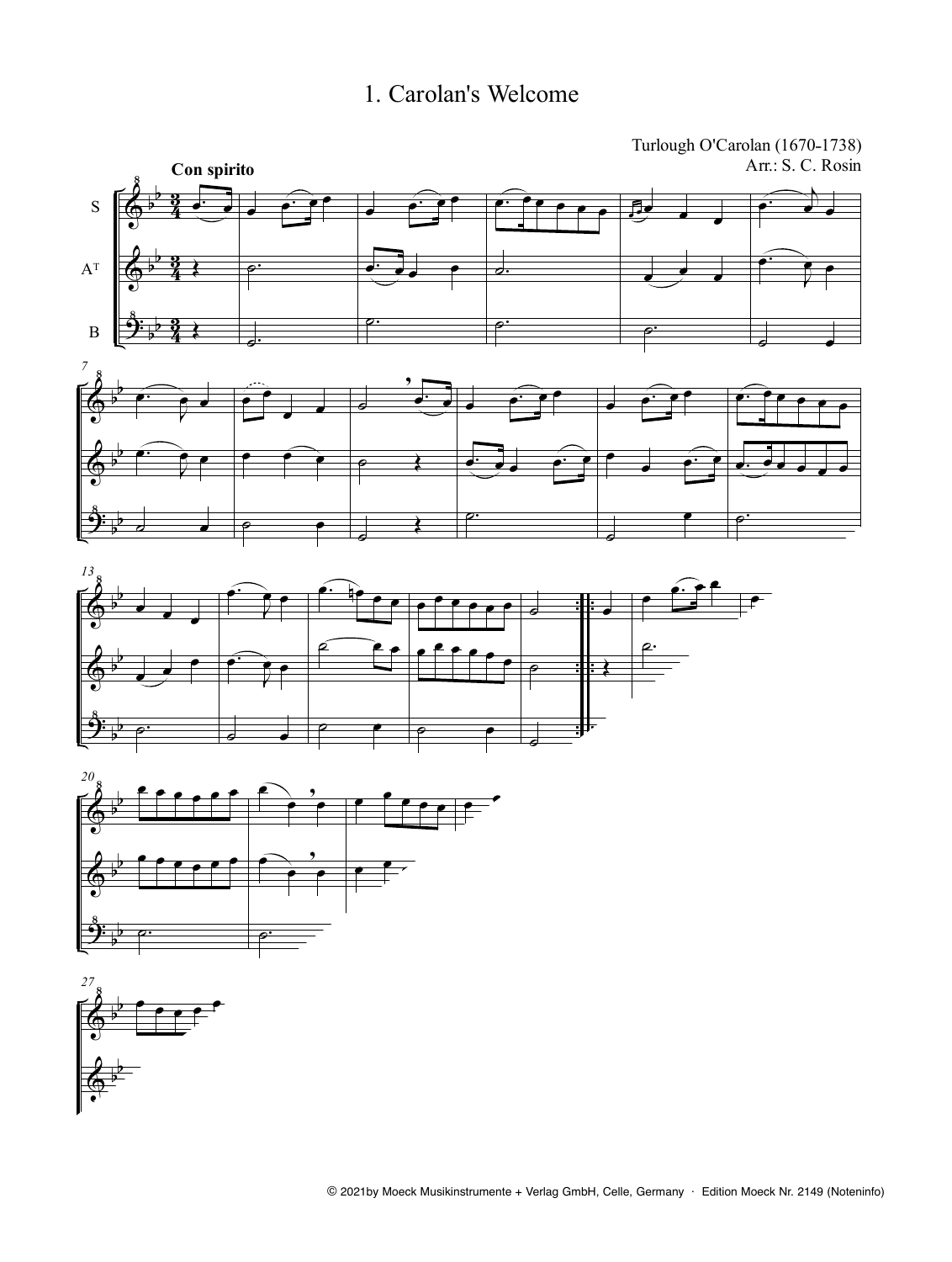# 1. Carolan's Welcome

Turlough O'Carolan (1670-1738)
Arr.: S. C. Rosin

**Con spirito**

S

A[T]

B

© 2021by Moeck Musikinstrumente + Verlag GmbH, Celle, Germany · Edition Moeck Nr. 2149 (Noteninfo)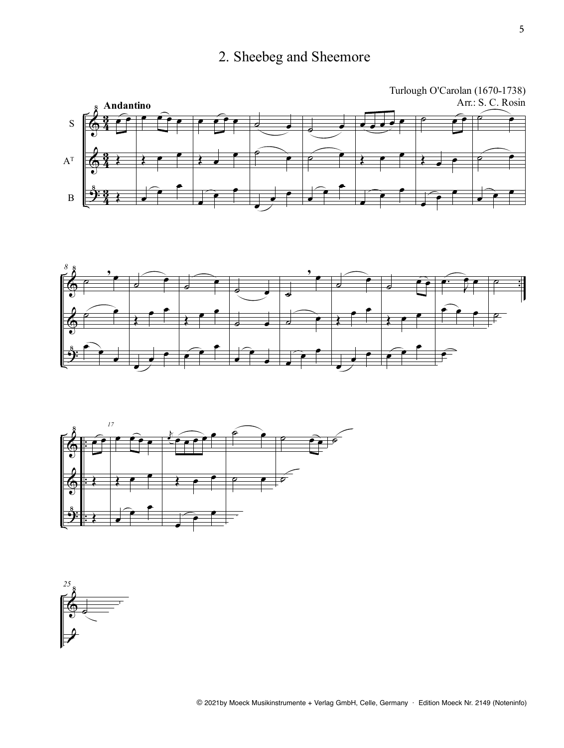# 2. Sheebeg and Sheemore

Turlough O'Carolan (1670-1738)
Arr.: S. C. Rosin

**Andantino**

S

A^T

B

© 2021by Moeck Musikinstrumente + Verlag GmbH, Celle, Germany · Edition Moeck Nr. 2149 (Noteninfo)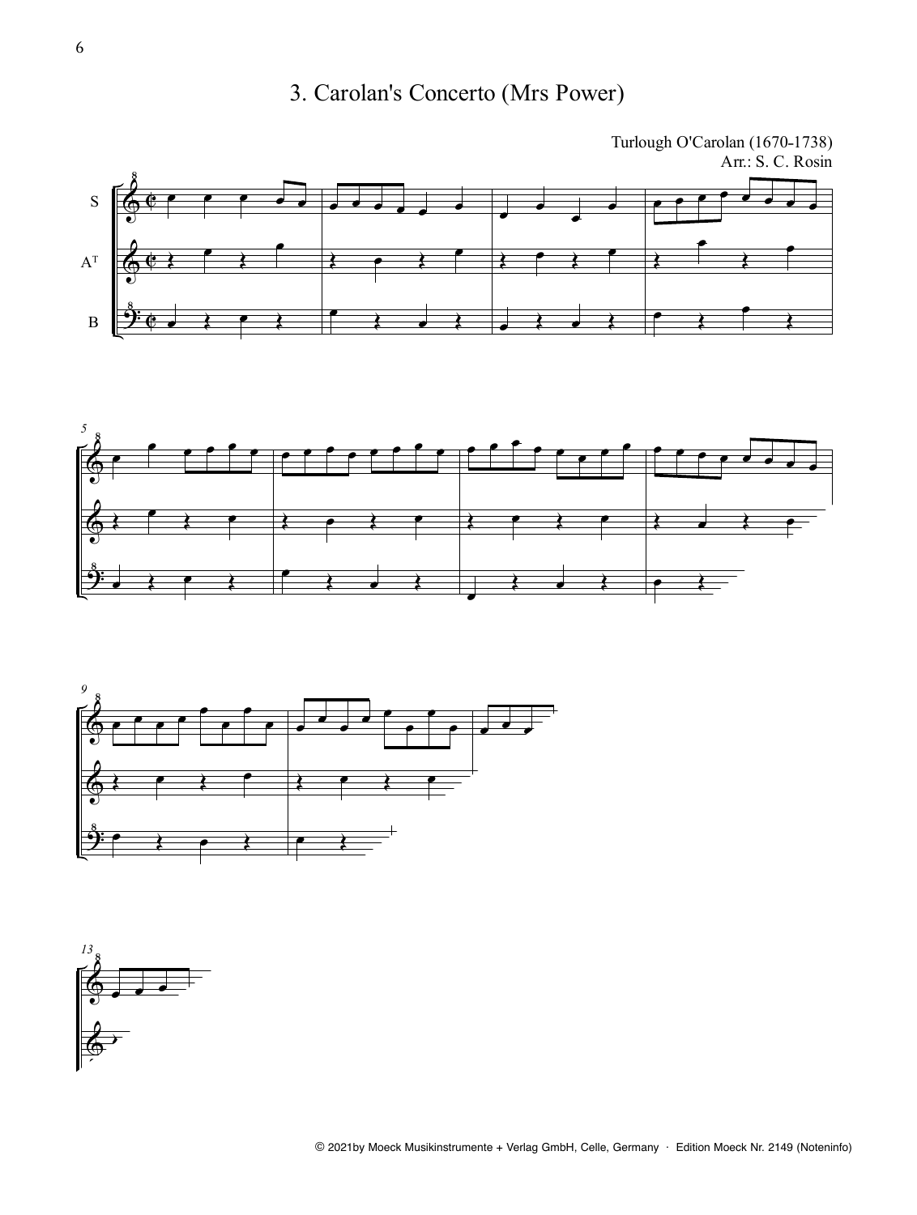# 3. Carolan's Concerto (Mrs Power)

Turlough O'Carolan (1670-1738)
Arr.: S. C. Rosin

© 2021by Moeck Musikinstrumente + Verlag GmbH, Celle, Germany · Edition Moeck Nr. 2149 (Noteninfo)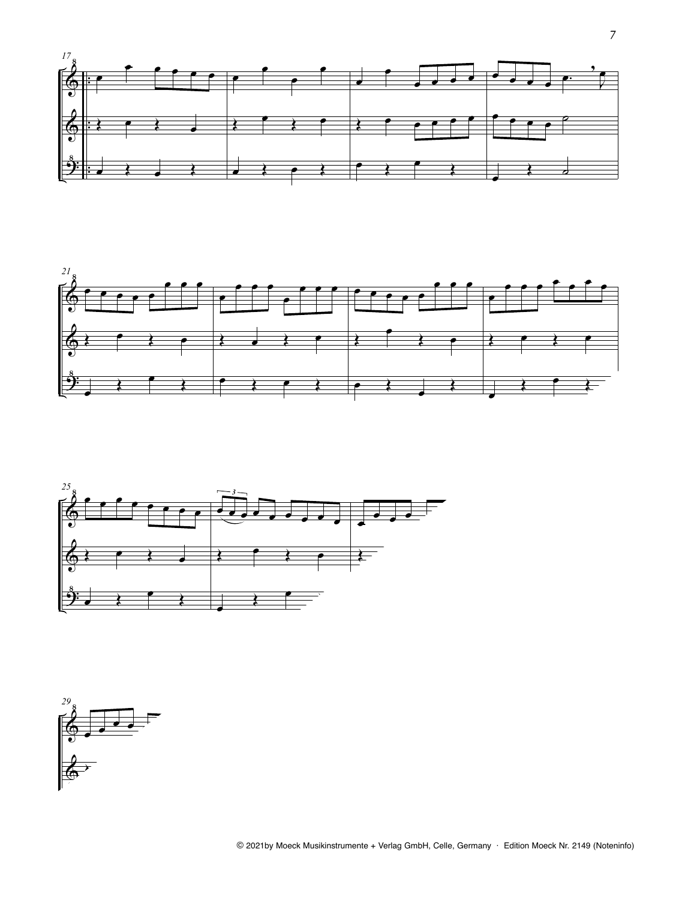© 2021by Moeck Musikinstrumente + Verlag GmbH, Celle, Germany · Edition Moeck Nr. 2149 (Noteninfo)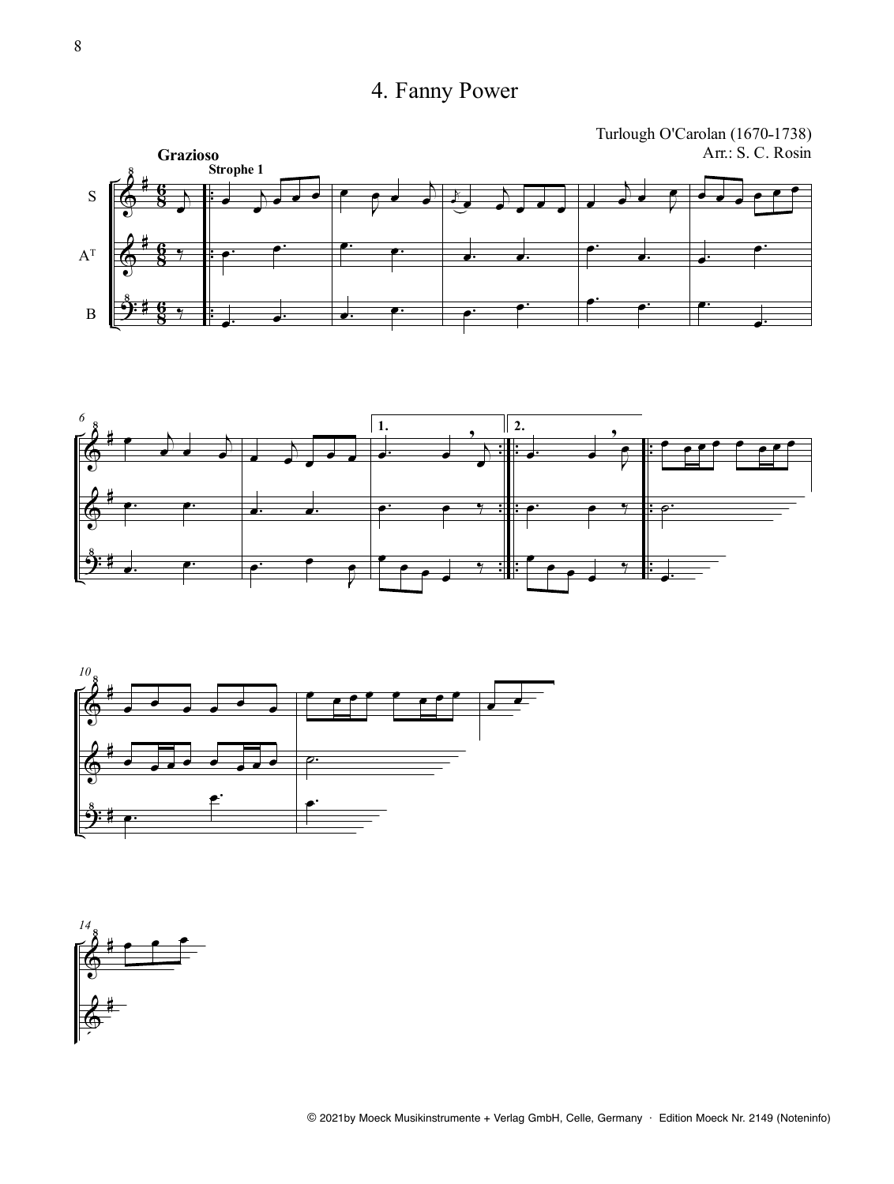# 4. Fanny Power

Turlough O'Carolan (1670-1738)
Arr.: S. C. Rosin

© 2021by Moeck Musikinstrumente + Verlag GmbH, Celle, Germany · Edition Moeck Nr. 2149 (Noteninfo)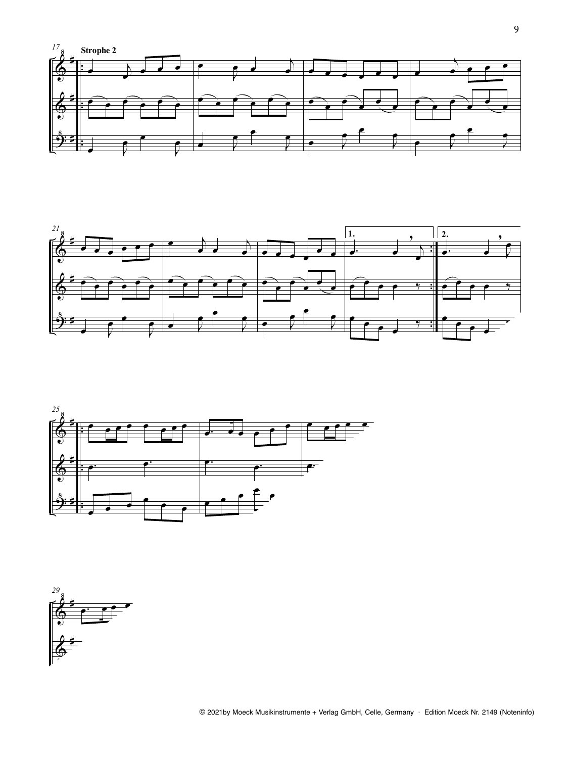Strophe 2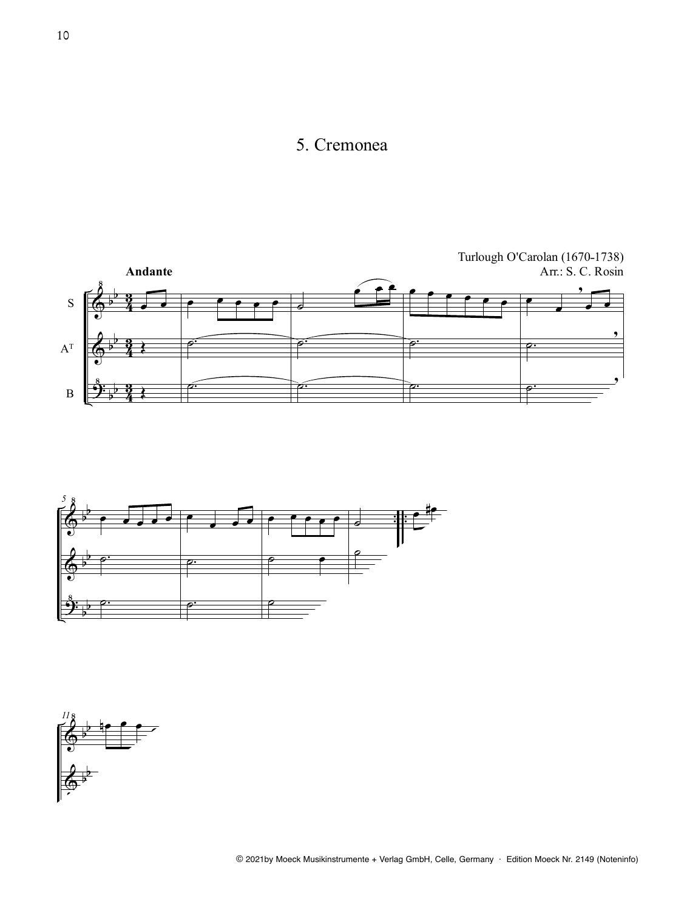# 5. Cremonea

Turlough O'Carolan (1670-1738)
Arr.: S. C. Rosin

**Andante**

© 2021by Moeck Musikinstrumente + Verlag GmbH, Celle, Germany · Edition Moeck Nr. 2149 (Noteninfo)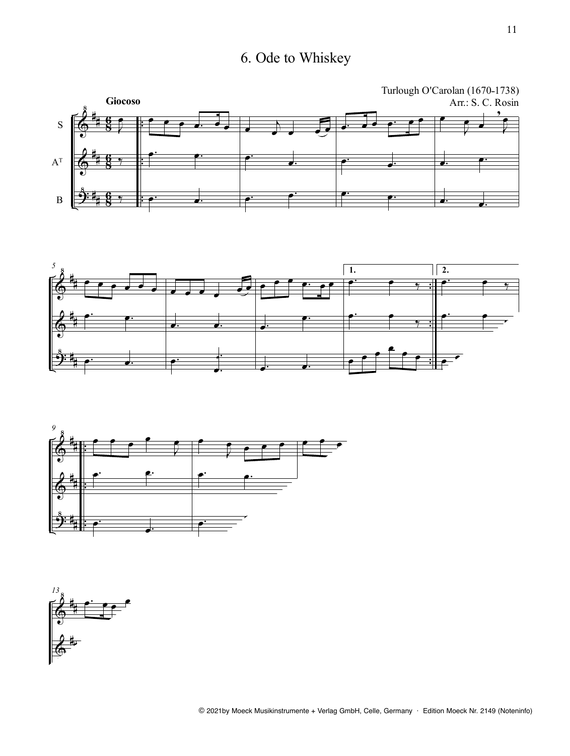# 6. Ode to Whiskey

Turlough O'Carolan (1670-1738)
Arr.: S. C. Rosin

**Giocoso**

S

A[T]

B

© 2021by Moeck Musikinstrumente + Verlag GmbH, Celle, Germany · Edition Moeck Nr. 2149 (Noteninfo)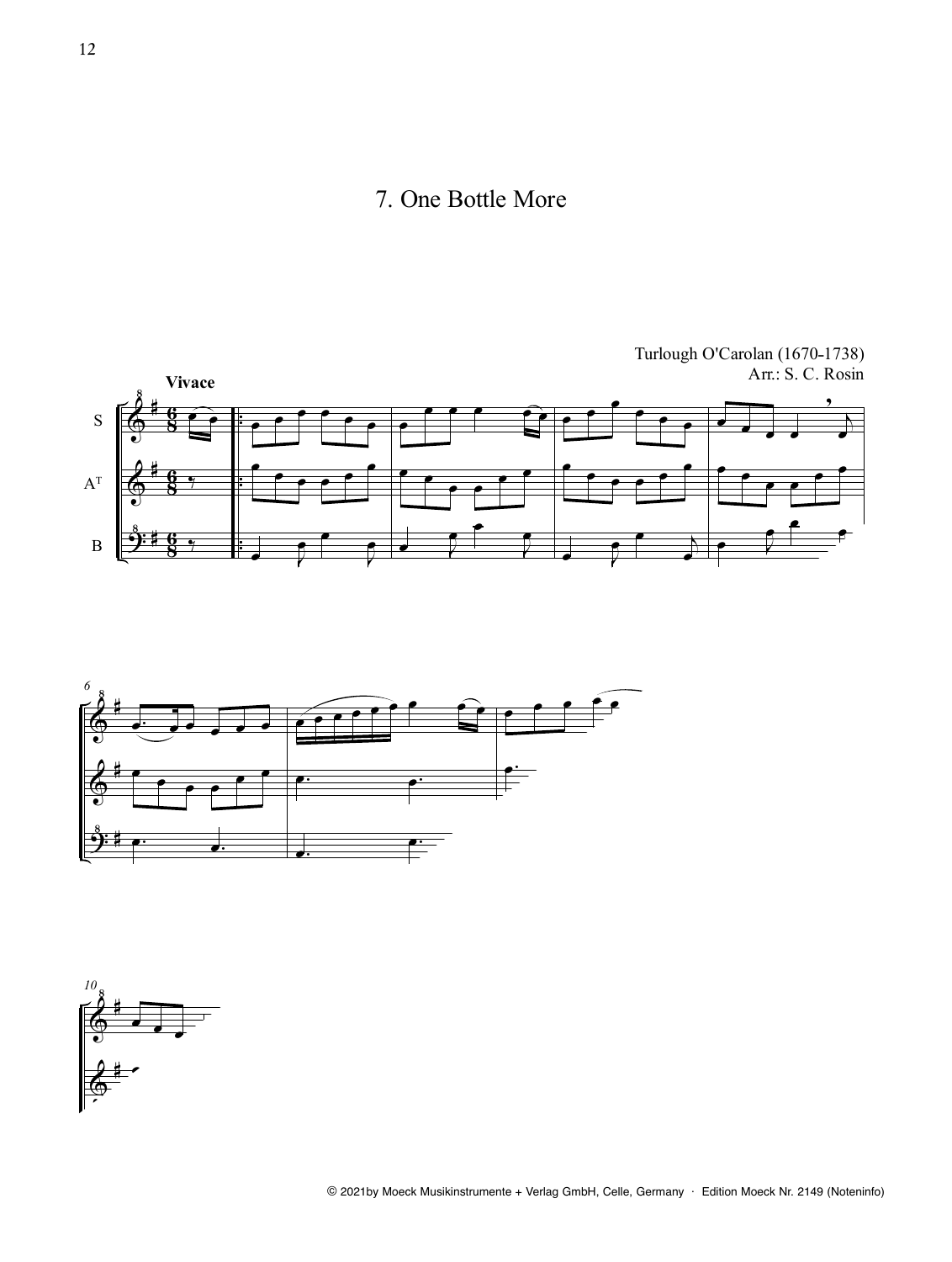# 7. One Bottle More

Turlough O'Carolan (1670-1738)
Arr.: S. C. Rosin

**Vivace**

S

A[T]

B

© 2021by Moeck Musikinstrumente + Verlag GmbH, Celle, Germany · Edition Moeck Nr. 2149 (Noteninfo)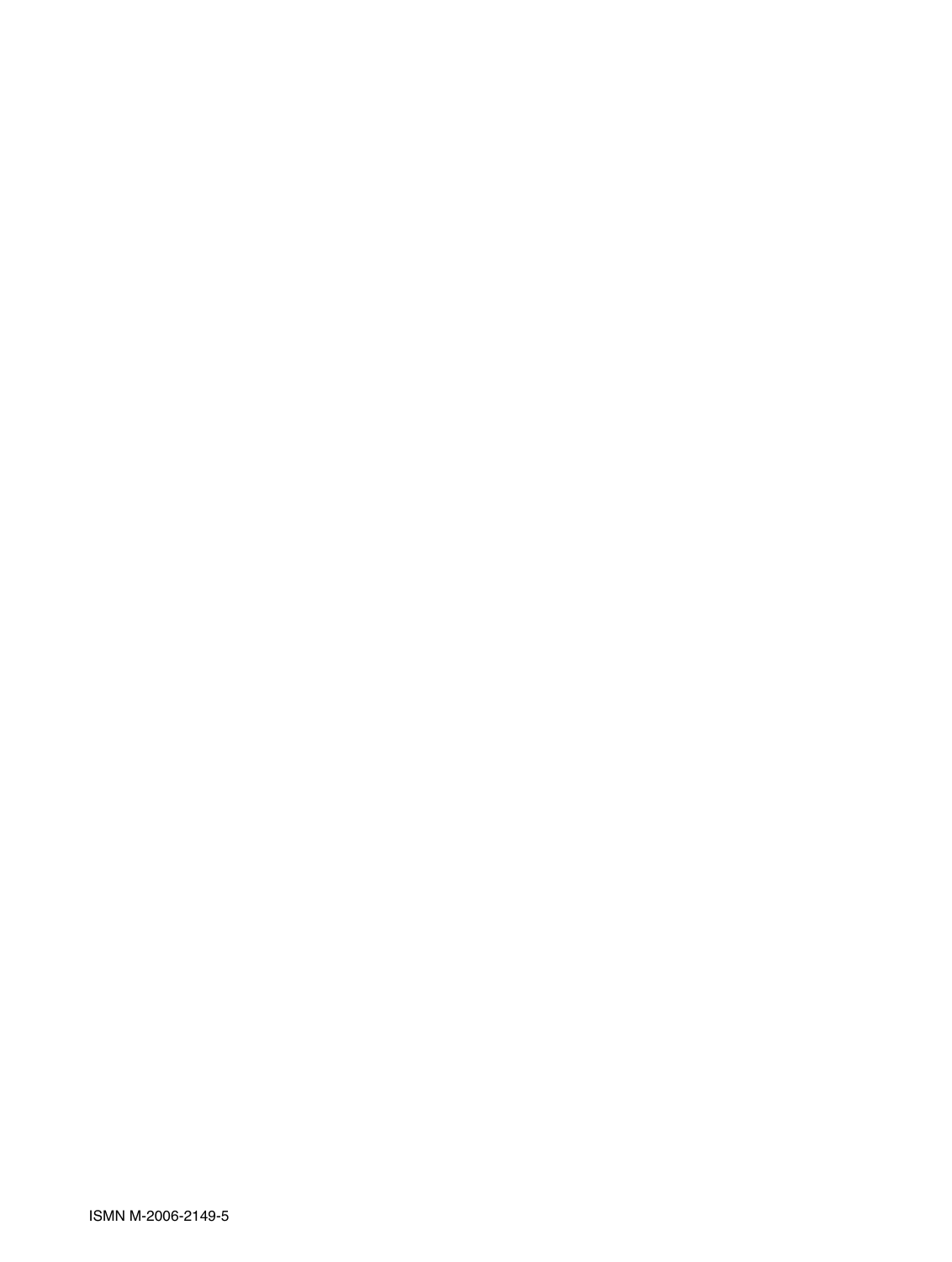ISMN M-2006-2149-5